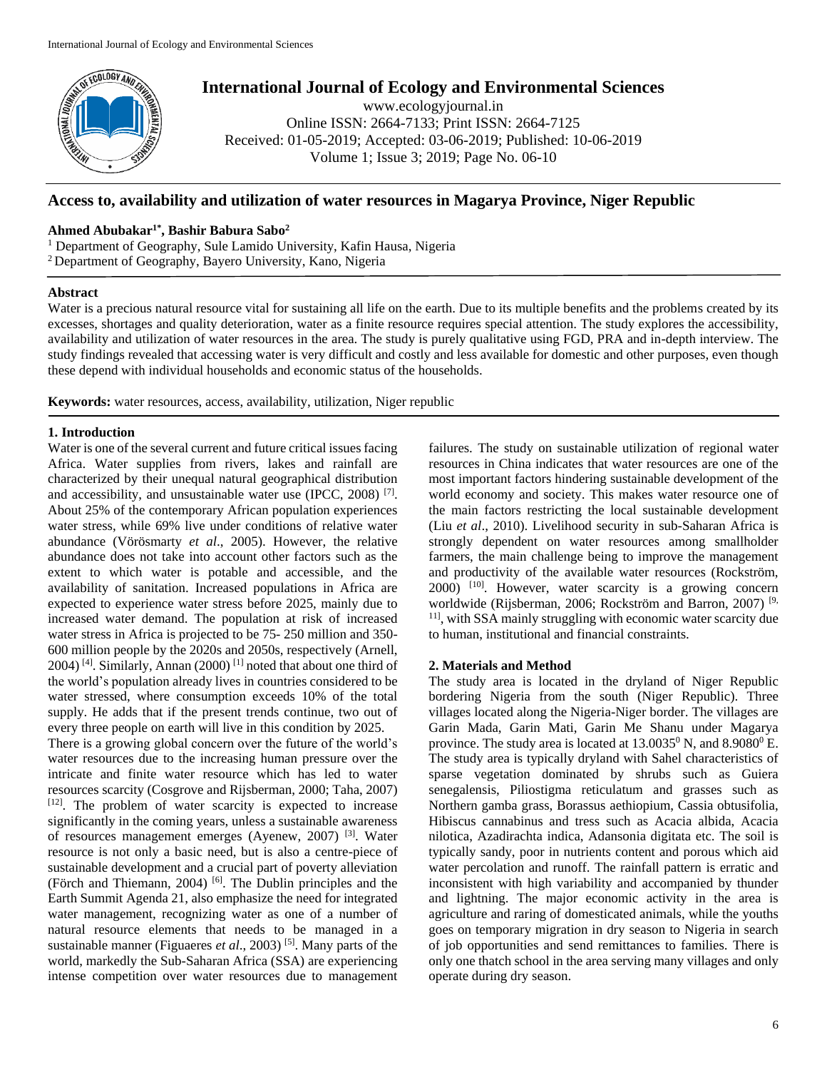# International Journal of Ecology and Environmental Sciences

www.ecologyjournal.in
Online ISSN: 2664-7133; Print ISSN: 2664-7125
Received: 01-05-2019; Accepted: 03-06-2019; Published: 10-06-2019
Volume 1; Issue 3; 2019; Page No. 06-10

## Access to, availability and utilization of water resources in Magarya Province, Niger Republic

**Ahmed Abubakar[1*], Bashir Babura Sabo[2]**

[1] Department of Geography, Sule Lamido University, Kafin Hausa, Nigeria
[2] Department of Geography, Bayero University, Kano, Nigeria

**Abstract**

Water is a precious natural resource vital for sustaining all life on the earth. Due to its multiple benefits and the problems created by its excesses, shortages and quality deterioration, water as a finite resource requires special attention. The study explores the accessibility, availability and utilization of water resources in the area. The study is purely qualitative using FGD, PRA and in-depth interview. The study findings revealed that accessing water is very difficult and costly and less available for domestic and other purposes, even though these depend with individual households and economic status of the households.

**Keywords:** water resources, access, availability, utilization, Niger republic

### 1. Introduction

Water is one of the several current and future critical issues facing Africa. Water supplies from rivers, lakes and rainfall are characterized by their unequal natural geographical distribution and accessibility, and unsustainable water use (IPCC, 2008) [7]. About 25% of the contemporary African population experiences water stress, while 69% live under conditions of relative water abundance (Vörösmarty *et al*., 2005). However, the relative abundance does not take into account other factors such as the extent to which water is potable and accessible, and the availability of sanitation. Increased populations in Africa are expected to experience water stress before 2025, mainly due to increased water demand. The population at risk of increased water stress in Africa is projected to be 75- 250 million and 350-600 million people by the 2020s and 2050s, respectively (Arnell, 2004) [4]. Similarly, Annan (2000) [1] noted that about one third of the world's population already lives in countries considered to be water stressed, where consumption exceeds 10% of the total supply. He adds that if the present trends continue, two out of every three people on earth will live in this condition by 2025.

There is a growing global concern over the future of the world's water resources due to the increasing human pressure over the intricate and finite water resource which has led to water resources scarcity (Cosgrove and Rijsberman, 2000; Taha, 2007) [12]. The problem of water scarcity is expected to increase significantly in the coming years, unless a sustainable awareness of resources management emerges (Ayenew, 2007) [3]. Water resource is not only a basic need, but is also a centre-piece of sustainable development and a crucial part of poverty alleviation (Förch and Thiemann, 2004) [6]. The Dublin principles and the Earth Summit Agenda 21, also emphasize the need for integrated water management, recognizing water as one of a number of natural resource elements that needs to be managed in a sustainable manner (Figuaeres *et al*., 2003) [5]. Many parts of the world, markedly the Sub-Saharan Africa (SSA) are experiencing intense competition over water resources due to management failures. The study on sustainable utilization of regional water resources in China indicates that water resources are one of the most important factors hindering sustainable development of the world economy and society. This makes water resource one of the main factors restricting the local sustainable development (Liu *et al*., 2010). Livelihood security in sub-Saharan Africa is strongly dependent on water resources among smallholder farmers, the main challenge being to improve the management and productivity of the available water resources (Rockström, 2000) [10]. However, water scarcity is a growing concern worldwide (Rijsberman, 2006; Rockström and Barron, 2007) [9, 11], with SSA mainly struggling with economic water scarcity due to human, institutional and financial constraints.

### 2. Materials and Method

The study area is located in the dryland of Niger Republic bordering Nigeria from the south (Niger Republic). Three villages located along the Nigeria-Niger border. The villages are Garin Mada, Garin Mati, Garin Me Shanu under Magarya province. The study area is located at $13.0035^0$ N, and $8.9080^0$ E. The study area is typically dryland with Sahel characteristics of sparse vegetation dominated by shrubs such as Guiera senegalensis, Piliostigma reticulatum and grasses such as Northern gamba grass, Borassus aethiopium, Cassia obtusifolia, Hibiscus cannabinus and tress such as Acacia albida, Acacia nilotica, Azadirachta indica, Adansonia digitata etc. The soil is typically sandy, poor in nutrients content and porous which aid water percolation and runoff. The rainfall pattern is erratic and inconsistent with high variability and accompanied by thunder and lightning. The major economic activity in the area is agriculture and raring of domesticated animals, while the youths goes on temporary migration in dry season to Nigeria in search of job opportunities and send remittances to families. There is only one thatch school in the area serving many villages and only operate during dry season.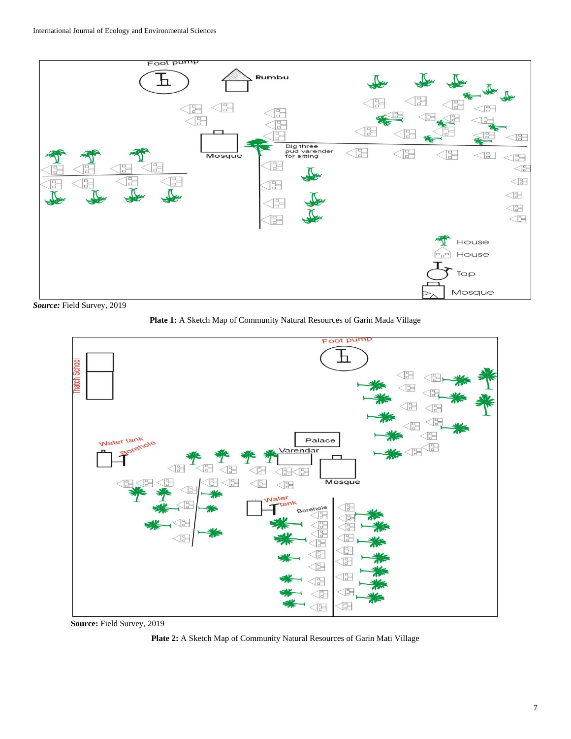Source: Field Survey, 2019

**Plate 1:** A Sketch Map of Community Natural Resources of Garin Mada Village

**Source:** Field Survey, 2019

**Plate 2:** A Sketch Map of Community Natural Resources of Garin Mati Village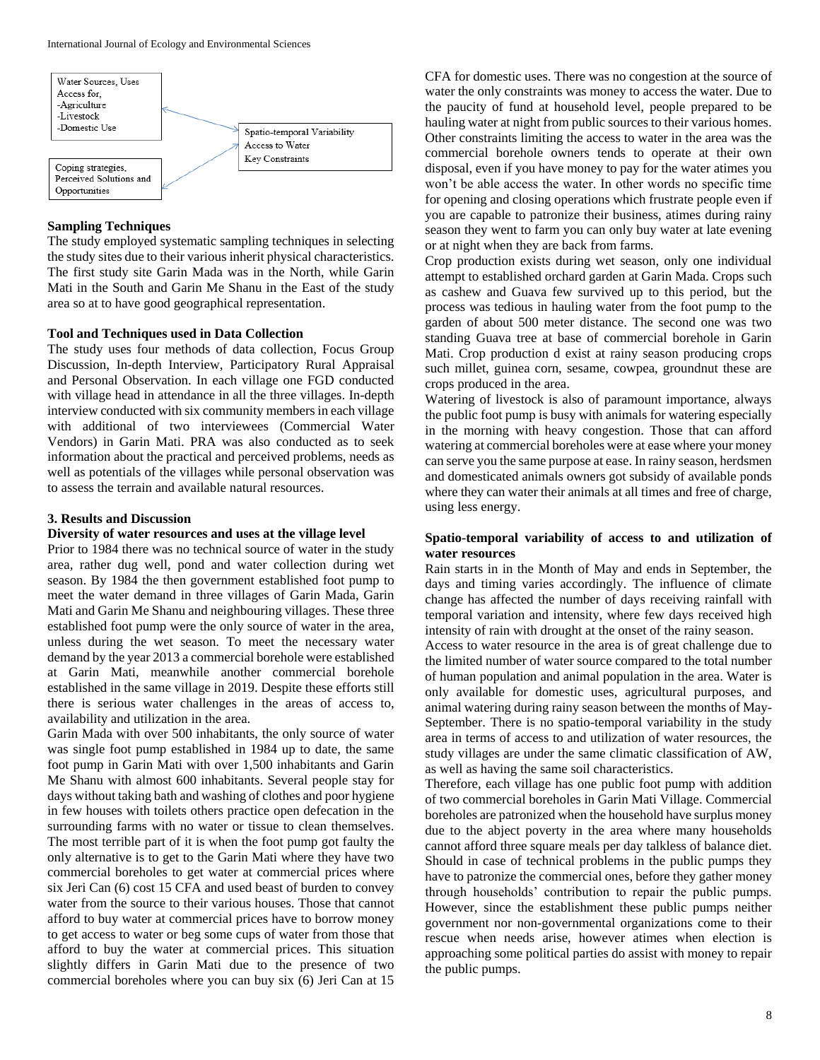Water Sources, Uses
Access for,
-Agriculture
-Livestock
-Domestic Use

Spatio-temporal Variability
Access to Water
Key Constraints

Coping strategies,
Perceived Solutions and
Opportunities

**Sampling Techniques**

The study employed systematic sampling techniques in selecting the study sites due to their various inherit physical characteristics. The first study site Garin Mada was in the North, while Garin Mati in the South and Garin Me Shanu in the East of the study area so at to have good geographical representation.

**Tool and Techniques used in Data Collection**

The study uses four methods of data collection, Focus Group Discussion, In-depth Interview, Participatory Rural Appraisal and Personal Observation. In each village one FGD conducted with village head in attendance in all the three villages. In-depth interview conducted with six community members in each village with additional of two interviewees (Commercial Water Vendors) in Garin Mati. PRA was also conducted as to seek information about the practical and perceived problems, needs as well as potentials of the villages while personal observation was to assess the terrain and available natural resources.

## 3. Results and Discussion

**Diversity of water resources and uses at the village level**

Prior to 1984 there was no technical source of water in the study area, rather dug well, pond and water collection during wet season. By 1984 the then government established foot pump to meet the water demand in three villages of Garin Mada, Garin Mati and Garin Me Shanu and neighbouring villages. These three established foot pump were the only source of water in the area, unless during the wet season. To meet the necessary water demand by the year 2013 a commercial borehole were established at Garin Mati, meanwhile another commercial borehole established in the same village in 2019. Despite these efforts still there is serious water challenges in the areas of access to, availability and utilization in the area.

Garin Mada with over 500 inhabitants, the only source of water was single foot pump established in 1984 up to date, the same foot pump in Garin Mati with over 1,500 inhabitants and Garin Me Shanu with almost 600 inhabitants. Several people stay for days without taking bath and washing of clothes and poor hygiene in few houses with toilets others practice open defecation in the surrounding farms with no water or tissue to clean themselves. The most terrible part of it is when the foot pump got faulty the only alternative is to get to the Garin Mati where they have two commercial boreholes to get water at commercial prices where six Jeri Can (6) cost 15 CFA and used beast of burden to convey water from the source to their various houses. Those that cannot afford to buy water at commercial prices have to borrow money to get access to water or beg some cups of water from those that afford to buy the water at commercial prices. This situation slightly differs in Garin Mati due to the presence of two commercial boreholes where you can buy six (6) Jeri Can at 15 CFA for domestic uses. There was no congestion at the source of water the only constraints was money to access the water. Due to the paucity of fund at household level, people prepared to be hauling water at night from public sources to their various homes. Other constraints limiting the access to water in the area was the commercial borehole owners tends to operate at their own disposal, even if you have money to pay for the water atimes you won't be able access the water. In other words no specific time for opening and closing operations which frustrate people even if you are capable to patronize their business, atimes during rainy season they went to farm you can only buy water at late evening or at night when they are back from farms.

Crop production exists during wet season, only one individual attempt to established orchard garden at Garin Mada. Crops such as cashew and Guava few survived up to this period, but the process was tedious in hauling water from the foot pump to the garden of about 500 meter distance. The second one was two standing Guava tree at base of commercial borehole in Garin Mati. Crop production d exist at rainy season producing crops such millet, guinea corn, sesame, cowpea, groundnut these are crops produced in the area.

Watering of livestock is also of paramount importance, always the public foot pump is busy with animals for watering especially in the morning with heavy congestion. Those that can afford watering at commercial boreholes were at ease where your money can serve you the same purpose at ease. In rainy season, herdsmen and domesticated animals owners got subsidy of available ponds where they can water their animals at all times and free of charge, using less energy.

**Spatio-temporal variability of access to and utilization of water resources**

Rain starts in in the Month of May and ends in September, the days and timing varies accordingly. The influence of climate change has affected the number of days receiving rainfall with temporal variation and intensity, where few days received high intensity of rain with drought at the onset of the rainy season.

Access to water resource in the area is of great challenge due to the limited number of water source compared to the total number of human population and animal population in the area. Water is only available for domestic uses, agricultural purposes, and animal watering during rainy season between the months of May-September. There is no spatio-temporal variability in the study area in terms of access to and utilization of water resources, the study villages are under the same climatic classification of AW, as well as having the same soil characteristics.

Therefore, each village has one public foot pump with addition of two commercial boreholes in Garin Mati Village. Commercial boreholes are patronized when the household have surplus money due to the abject poverty in the area where many households cannot afford three square meals per day talkless of balance diet. Should in case of technical problems in the public pumps they have to patronize the commercial ones, before they gather money through households' contribution to repair the public pumps. However, since the establishment these public pumps neither government nor non-governmental organizations come to their rescue when needs arise, however atimes when election is approaching some political parties do assist with money to repair the public pumps.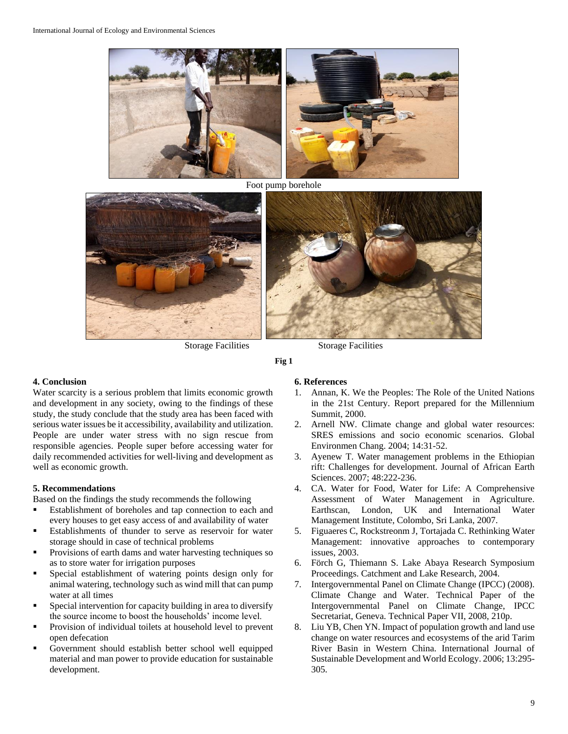Foot pump borehole

Storage Facilities Storage Facilities

**Fig 1**

## 4. Conclusion

Water scarcity is a serious problem that limits economic growth and development in any society, owing to the findings of these study, the study conclude that the study area has been faced with serious water issues be it accessibility, availability and utilization. People are under water stress with no sign rescue from responsible agencies. People super before accessing water for daily recommended activities for well-living and development as well as economic growth.

## 5. Recommendations

Based on the findings the study recommends the following

- Establishment of boreholes and tap connection to each and every houses to get easy access of and availability of water
- Establishments of thunder to serve as reservoir for water storage should in case of technical problems
- Provisions of earth dams and water harvesting techniques so as to store water for irrigation purposes
- Special establishment of watering points design only for animal watering, technology such as wind mill that can pump water at all times
- Special intervention for capacity building in area to diversify the source income to boost the households' income level.
- Provision of individual toilets at household level to prevent open defecation
- Government should establish better school well equipped material and man power to provide education for sustainable development.

## 6. References

1. Annan, K. We the Peoples: The Role of the United Nations in the 21st Century. Report prepared for the Millennium Summit, 2000.
2. Arnell NW. Climate change and global water resources: SRES emissions and socio economic scenarios. Global Environmen Chang. 2004; 14:31-52.
3. Ayenew T. Water management problems in the Ethiopian rift: Challenges for development. Journal of African Earth Sciences. 2007; 48:222-236.
4. CA. Water for Food, Water for Life: A Comprehensive Assessment of Water Management in Agriculture. Earthscan, London, UK and International Water Management Institute, Colombo, Sri Lanka, 2007.
5. Figuaeres C, Rockstreonm J, Tortajada C. Rethinking Water Management: innovative approaches to contemporary issues, 2003.
6. Förch G, Thiemann S. Lake Abaya Research Symposium Proceedings. Catchment and Lake Research, 2004.
7. Intergovernmental Panel on Climate Change (IPCC) (2008). Climate Change and Water. Technical Paper of the Intergovernmental Panel on Climate Change, IPCC Secretariat, Geneva. Technical Paper VII, 2008, 210p.
8. Liu YB, Chen YN. Impact of population growth and land use change on water resources and ecosystems of the arid Tarim River Basin in Western China. International Journal of Sustainable Development and World Ecology. 2006; 13:295-305.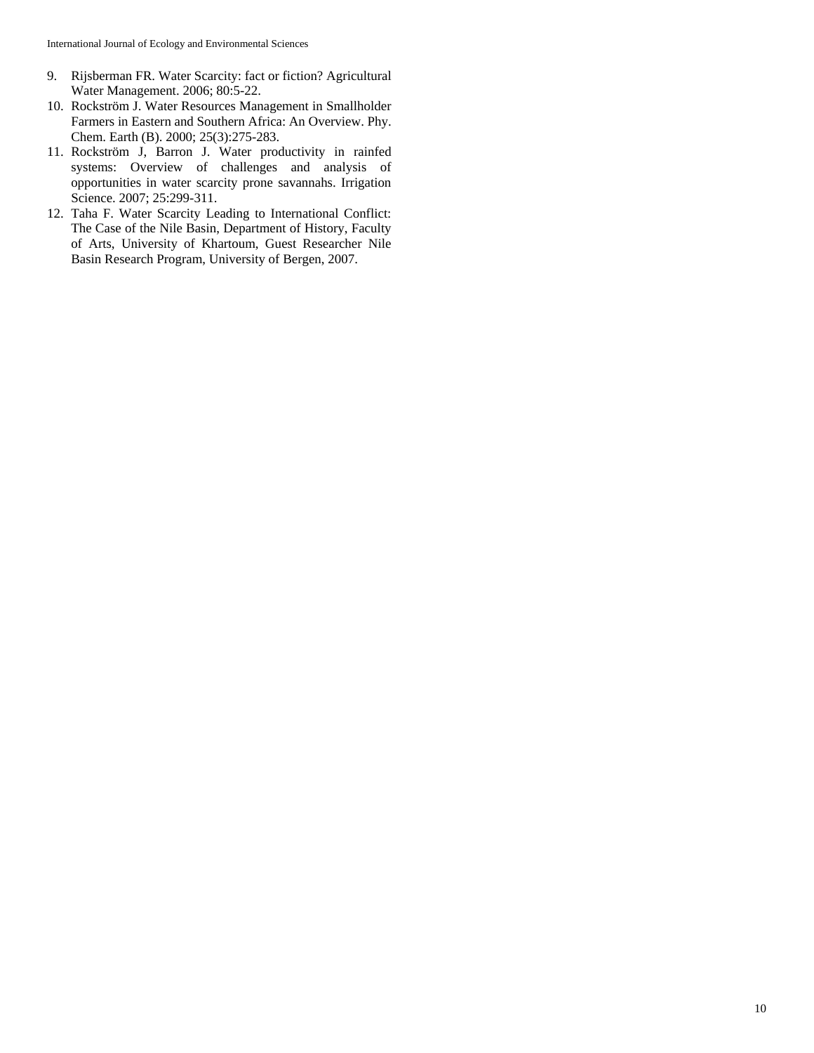9. Rijsberman FR. Water Scarcity: fact or fiction? Agricultural Water Management. 2006; 80:5-22.
10. Rockström J. Water Resources Management in Smallholder Farmers in Eastern and Southern Africa: An Overview. Phy. Chem. Earth (B). 2000; 25(3):275-283.
11. Rockström J, Barron J. Water productivity in rainfed systems: Overview of challenges and analysis of opportunities in water scarcity prone savannahs. Irrigation Science. 2007; 25:299-311.
12. Taha F. Water Scarcity Leading to International Conflict: The Case of the Nile Basin, Department of History, Faculty of Arts, University of Khartoum, Guest Researcher Nile Basin Research Program, University of Bergen, 2007.